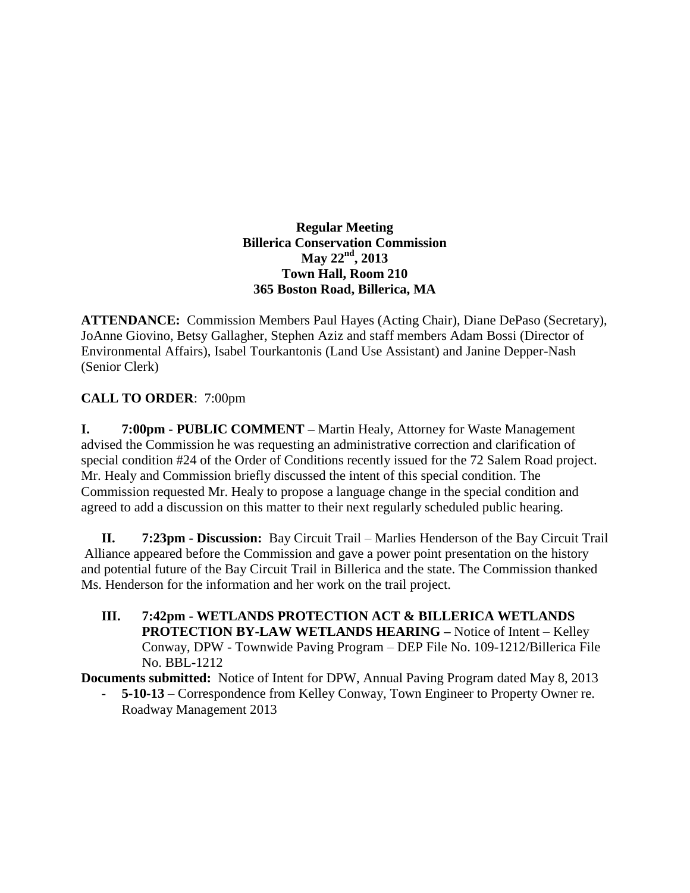**Regular Meeting**
**Billerica Conservation Commission**
**May 22nd, 2013**
**Town Hall, Room 210**
**365 Boston Road, Billerica, MA**

**ATTENDANCE:** Commission Members Paul Hayes (Acting Chair), Diane DePaso (Secretary), JoAnne Giovino, Betsy Gallagher, Stephen Aziz and staff members Adam Bossi (Director of Environmental Affairs), Isabel Tourkantonis (Land Use Assistant) and Janine Depper-Nash (Senior Clerk)

**CALL TO ORDER**: 7:00pm

**I. 7:00pm - PUBLIC COMMENT –** Martin Healy, Attorney for Waste Management advised the Commission he was requesting an administrative correction and clarification of special condition #24 of the Order of Conditions recently issued for the 72 Salem Road project. Mr. Healy and Commission briefly discussed the intent of this special condition. The Commission requested Mr. Healy to propose a language change in the special condition and agreed to add a discussion on this matter to their next regularly scheduled public hearing.

**II. 7:23pm - Discussion:** Bay Circuit Trail – Marlies Henderson of the Bay Circuit Trail Alliance appeared before the Commission and gave a power point presentation on the history and potential future of the Bay Circuit Trail in Billerica and the state. The Commission thanked Ms. Henderson for the information and her work on the trail project.

**III. 7:42pm - WETLANDS PROTECTION ACT & BILLERICA WETLANDS PROTECTION BY-LAW WETLANDS HEARING –** Notice of Intent – Kelley Conway, DPW - Townwide Paving Program – DEP File No. 109-1212/Billerica File No. BBL-1212

**Documents submitted:** Notice of Intent for DPW, Annual Paving Program dated May 8, 2013

- **5-10-13** – Correspondence from Kelley Conway, Town Engineer to Property Owner re. Roadway Management 2013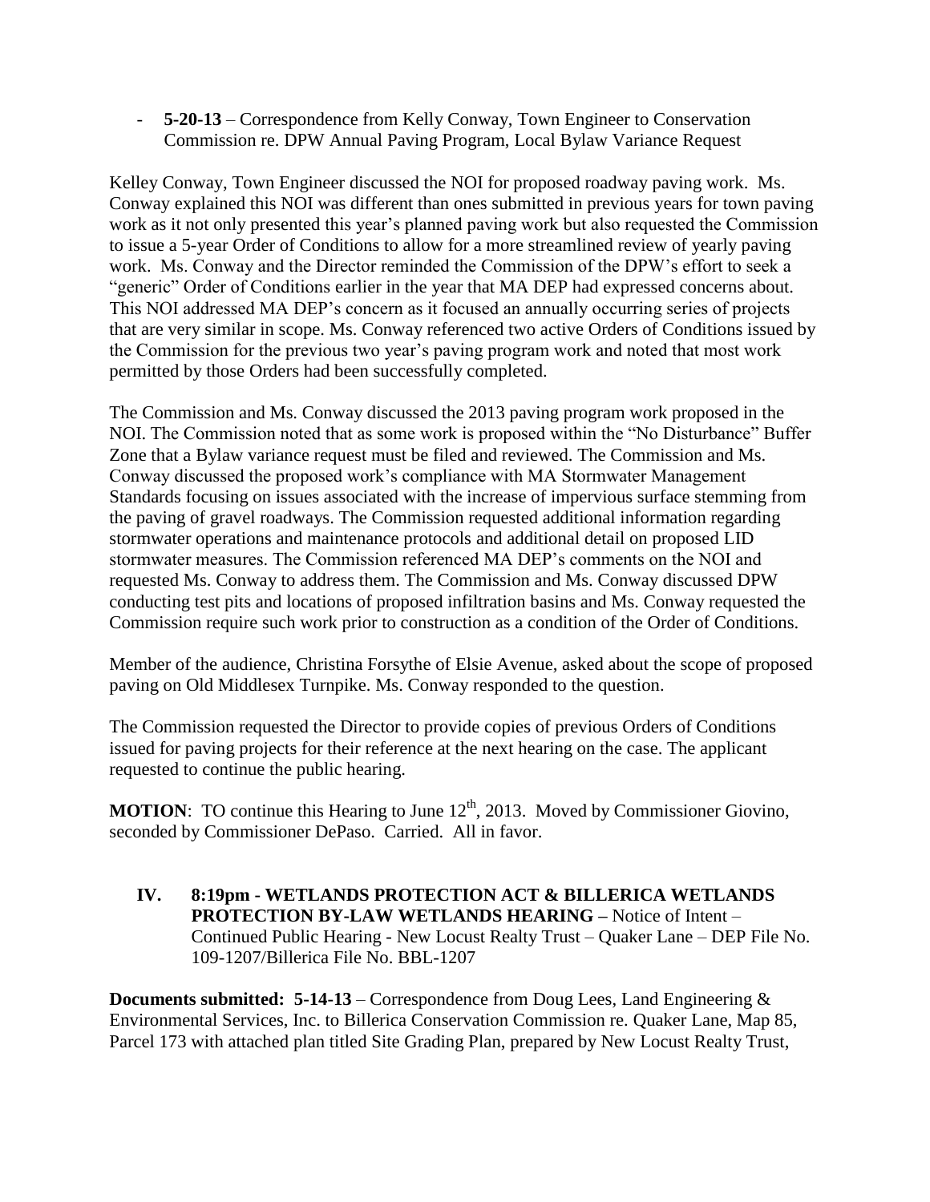- **5-20-13** – Correspondence from Kelly Conway, Town Engineer to Conservation Commission re. DPW Annual Paving Program, Local Bylaw Variance Request

Kelley Conway, Town Engineer discussed the NOI for proposed roadway paving work. Ms. Conway explained this NOI was different than ones submitted in previous years for town paving work as it not only presented this year's planned paving work but also requested the Commission to issue a 5-year Order of Conditions to allow for a more streamlined review of yearly paving work. Ms. Conway and the Director reminded the Commission of the DPW's effort to seek a "generic" Order of Conditions earlier in the year that MA DEP had expressed concerns about. This NOI addressed MA DEP's concern as it focused an annually occurring series of projects that are very similar in scope. Ms. Conway referenced two active Orders of Conditions issued by the Commission for the previous two year's paving program work and noted that most work permitted by those Orders had been successfully completed.

The Commission and Ms. Conway discussed the 2013 paving program work proposed in the NOI. The Commission noted that as some work is proposed within the "No Disturbance" Buffer Zone that a Bylaw variance request must be filed and reviewed. The Commission and Ms. Conway discussed the proposed work's compliance with MA Stormwater Management Standards focusing on issues associated with the increase of impervious surface stemming from the paving of gravel roadways. The Commission requested additional information regarding stormwater operations and maintenance protocols and additional detail on proposed LID stormwater measures. The Commission referenced MA DEP's comments on the NOI and requested Ms. Conway to address them. The Commission and Ms. Conway discussed DPW conducting test pits and locations of proposed infiltration basins and Ms. Conway requested the Commission require such work prior to construction as a condition of the Order of Conditions.

Member of the audience, Christina Forsythe of Elsie Avenue, asked about the scope of proposed paving on Old Middlesex Turnpike. Ms. Conway responded to the question.

The Commission requested the Director to provide copies of previous Orders of Conditions issued for paving projects for their reference at the next hearing on the case. The applicant requested to continue the public hearing.

**MOTION**: TO continue this Hearing to June 12th, 2013. Moved by Commissioner Giovino, seconded by Commissioner DePaso. Carried. All in favor.

**IV. 8:19pm - WETLANDS PROTECTION ACT & BILLERICA WETLANDS PROTECTION BY-LAW WETLANDS HEARING –** Notice of Intent – Continued Public Hearing - New Locust Realty Trust – Quaker Lane – DEP File No. 109-1207/Billerica File No. BBL-1207

**Documents submitted: 5-14-13** – Correspondence from Doug Lees, Land Engineering & Environmental Services, Inc. to Billerica Conservation Commission re. Quaker Lane, Map 85, Parcel 173 with attached plan titled Site Grading Plan, prepared by New Locust Realty Trust,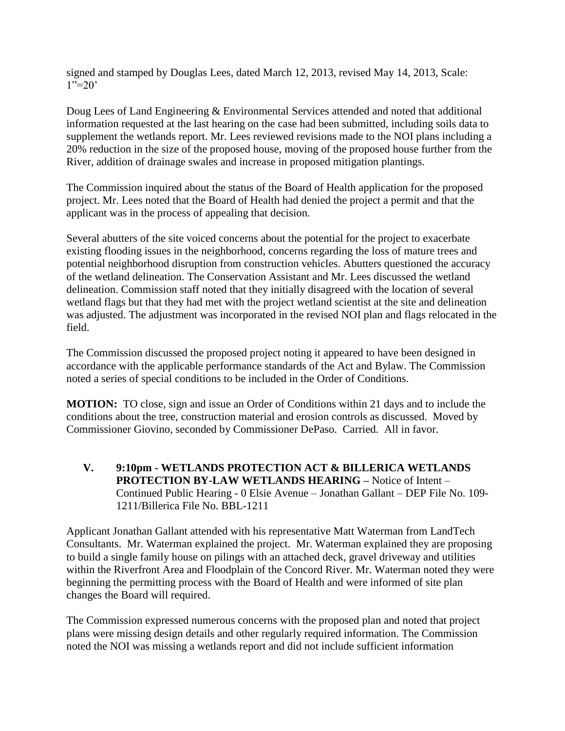signed and stamped by Douglas Lees, dated March 12, 2013, revised May 14, 2013, Scale: 1"=20'

Doug Lees of Land Engineering & Environmental Services attended and noted that additional information requested at the last hearing on the case had been submitted, including soils data to supplement the wetlands report. Mr. Lees reviewed revisions made to the NOI plans including a 20% reduction in the size of the proposed house, moving of the proposed house further from the River, addition of drainage swales and increase in proposed mitigation plantings.

The Commission inquired about the status of the Board of Health application for the proposed project. Mr. Lees noted that the Board of Health had denied the project a permit and that the applicant was in the process of appealing that decision.

Several abutters of the site voiced concerns about the potential for the project to exacerbate existing flooding issues in the neighborhood, concerns regarding the loss of mature trees and potential neighborhood disruption from construction vehicles. Abutters questioned the accuracy of the wetland delineation. The Conservation Assistant and Mr. Lees discussed the wetland delineation. Commission staff noted that they initially disagreed with the location of several wetland flags but that they had met with the project wetland scientist at the site and delineation was adjusted. The adjustment was incorporated in the revised NOI plan and flags relocated in the field.

The Commission discussed the proposed project noting it appeared to have been designed in accordance with the applicable performance standards of the Act and Bylaw. The Commission noted a series of special conditions to be included in the Order of Conditions.

**MOTION:** TO close, sign and issue an Order of Conditions within 21 days and to include the conditions about the tree, construction material and erosion controls as discussed. Moved by Commissioner Giovino, seconded by Commissioner DePaso. Carried. All in favor.

**V. 9:10pm - WETLANDS PROTECTION ACT & BILLERICA WETLANDS PROTECTION BY-LAW WETLANDS HEARING –** Notice of Intent – Continued Public Hearing - 0 Elsie Avenue – Jonathan Gallant – DEP File No. 109-1211/Billerica File No. BBL-1211

Applicant Jonathan Gallant attended with his representative Matt Waterman from LandTech Consultants. Mr. Waterman explained the project. Mr. Waterman explained they are proposing to build a single family house on pilings with an attached deck, gravel driveway and utilities within the Riverfront Area and Floodplain of the Concord River. Mr. Waterman noted they were beginning the permitting process with the Board of Health and were informed of site plan changes the Board will required.

The Commission expressed numerous concerns with the proposed plan and noted that project plans were missing design details and other regularly required information. The Commission noted the NOI was missing a wetlands report and did not include sufficient information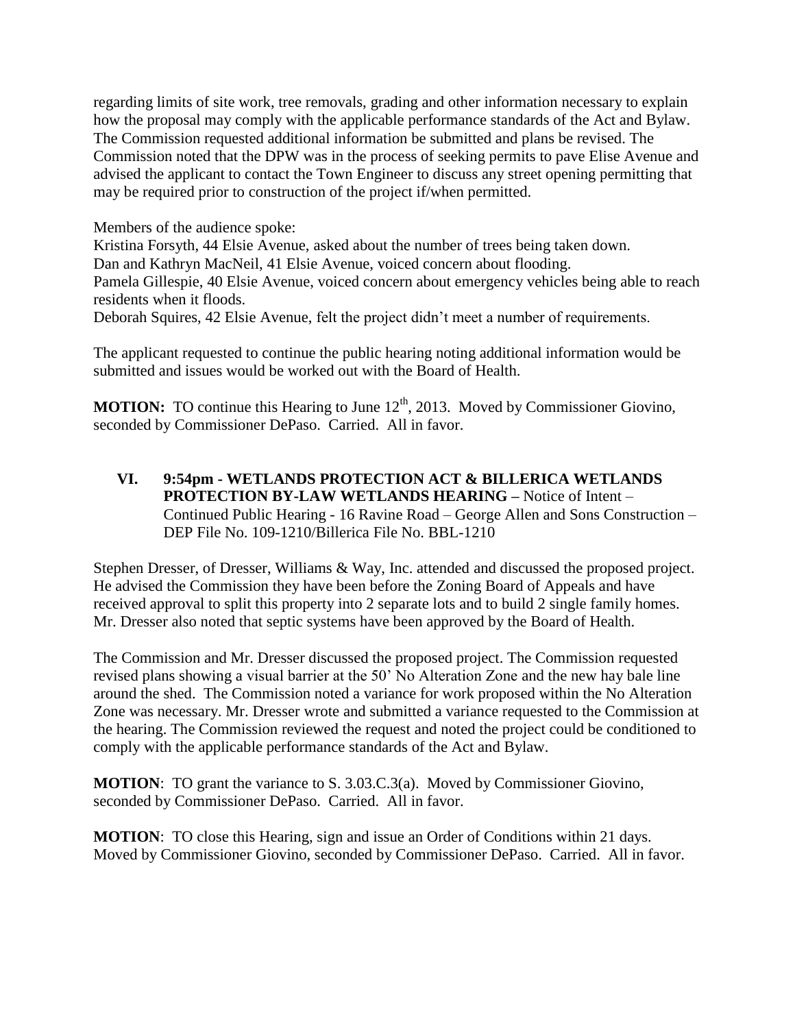regarding limits of site work, tree removals, grading and other information necessary to explain how the proposal may comply with the applicable performance standards of the Act and Bylaw. The Commission requested additional information be submitted and plans be revised. The Commission noted that the DPW was in the process of seeking permits to pave Elise Avenue and advised the applicant to contact the Town Engineer to discuss any street opening permitting that may be required prior to construction of the project if/when permitted.

Members of the audience spoke:
Kristina Forsyth, 44 Elsie Avenue, asked about the number of trees being taken down.
Dan and Kathryn MacNeil, 41 Elsie Avenue, voiced concern about flooding.
Pamela Gillespie, 40 Elsie Avenue, voiced concern about emergency vehicles being able to reach residents when it floods.
Deborah Squires, 42 Elsie Avenue, felt the project didn't meet a number of requirements.

The applicant requested to continue the public hearing noting additional information would be submitted and issues would be worked out with the Board of Health.

**MOTION:** TO continue this Hearing to June 12th, 2013. Moved by Commissioner Giovino, seconded by Commissioner DePaso. Carried. All in favor.

**VI. 9:54pm - WETLANDS PROTECTION ACT & BILLERICA WETLANDS PROTECTION BY-LAW WETLANDS HEARING –** Notice of Intent – Continued Public Hearing - 16 Ravine Road – George Allen and Sons Construction – DEP File No. 109-1210/Billerica File No. BBL-1210

Stephen Dresser, of Dresser, Williams & Way, Inc. attended and discussed the proposed project. He advised the Commission they have been before the Zoning Board of Appeals and have received approval to split this property into 2 separate lots and to build 2 single family homes. Mr. Dresser also noted that septic systems have been approved by the Board of Health.

The Commission and Mr. Dresser discussed the proposed project. The Commission requested revised plans showing a visual barrier at the 50' No Alteration Zone and the new hay bale line around the shed. The Commission noted a variance for work proposed within the No Alteration Zone was necessary. Mr. Dresser wrote and submitted a variance requested to the Commission at the hearing. The Commission reviewed the request and noted the project could be conditioned to comply with the applicable performance standards of the Act and Bylaw.

**MOTION**: TO grant the variance to S. 3.03.C.3(a). Moved by Commissioner Giovino, seconded by Commissioner DePaso. Carried. All in favor.

**MOTION**: TO close this Hearing, sign and issue an Order of Conditions within 21 days. Moved by Commissioner Giovino, seconded by Commissioner DePaso. Carried. All in favor.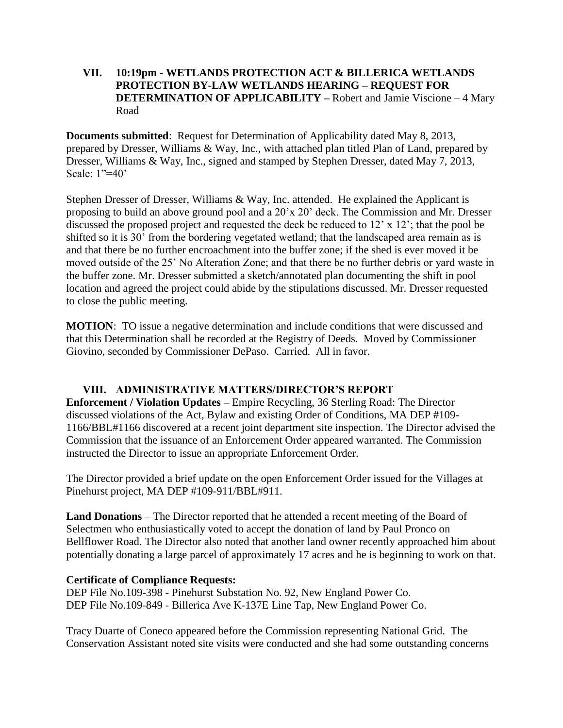## VII. 10:19pm - WETLANDS PROTECTION ACT & BILLERICA WETLANDS PROTECTION BY-LAW WETLANDS HEARING – REQUEST FOR DETERMINATION OF APPLICABILITY – Robert and Jamie Viscione – 4 Mary Road

**Documents submitted**: Request for Determination of Applicability dated May 8, 2013, prepared by Dresser, Williams & Way, Inc., with attached plan titled Plan of Land, prepared by Dresser, Williams & Way, Inc., signed and stamped by Stephen Dresser, dated May 7, 2013, Scale: 1"=40'

Stephen Dresser of Dresser, Williams & Way, Inc. attended. He explained the Applicant is proposing to build an above ground pool and a 20'x 20' deck. The Commission and Mr. Dresser discussed the proposed project and requested the deck be reduced to 12' x 12'; that the pool be shifted so it is 30' from the bordering vegetated wetland; that the landscaped area remain as is and that there be no further encroachment into the buffer zone; if the shed is ever moved it be moved outside of the 25' No Alteration Zone; and that there be no further debris or yard waste in the buffer zone. Mr. Dresser submitted a sketch/annotated plan documenting the shift in pool location and agreed the project could abide by the stipulations discussed. Mr. Dresser requested to close the public meeting.

**MOTION**: TO issue a negative determination and include conditions that were discussed and that this Determination shall be recorded at the Registry of Deeds. Moved by Commissioner Giovino, seconded by Commissioner DePaso. Carried. All in favor.

## VIII. ADMINISTRATIVE MATTERS/DIRECTOR'S REPORT

**Enforcement / Violation Updates –** Empire Recycling, 36 Sterling Road: The Director discussed violations of the Act, Bylaw and existing Order of Conditions, MA DEP #109-1166/BBL#1166 discovered at a recent joint department site inspection. The Director advised the Commission that the issuance of an Enforcement Order appeared warranted. The Commission instructed the Director to issue an appropriate Enforcement Order.

The Director provided a brief update on the open Enforcement Order issued for the Villages at Pinehurst project, MA DEP #109-911/BBL#911.

**Land Donations** – The Director reported that he attended a recent meeting of the Board of Selectmen who enthusiastically voted to accept the donation of land by Paul Pronco on Bellflower Road. The Director also noted that another land owner recently approached him about potentially donating a large parcel of approximately 17 acres and he is beginning to work on that.

**Certificate of Compliance Requests:**

DEP File No.109-398 - Pinehurst Substation No. 92, New England Power Co.
DEP File No.109-849 - Billerica Ave K-137E Line Tap, New England Power Co.

Tracy Duarte of Coneco appeared before the Commission representing National Grid. The Conservation Assistant noted site visits were conducted and she had some outstanding concerns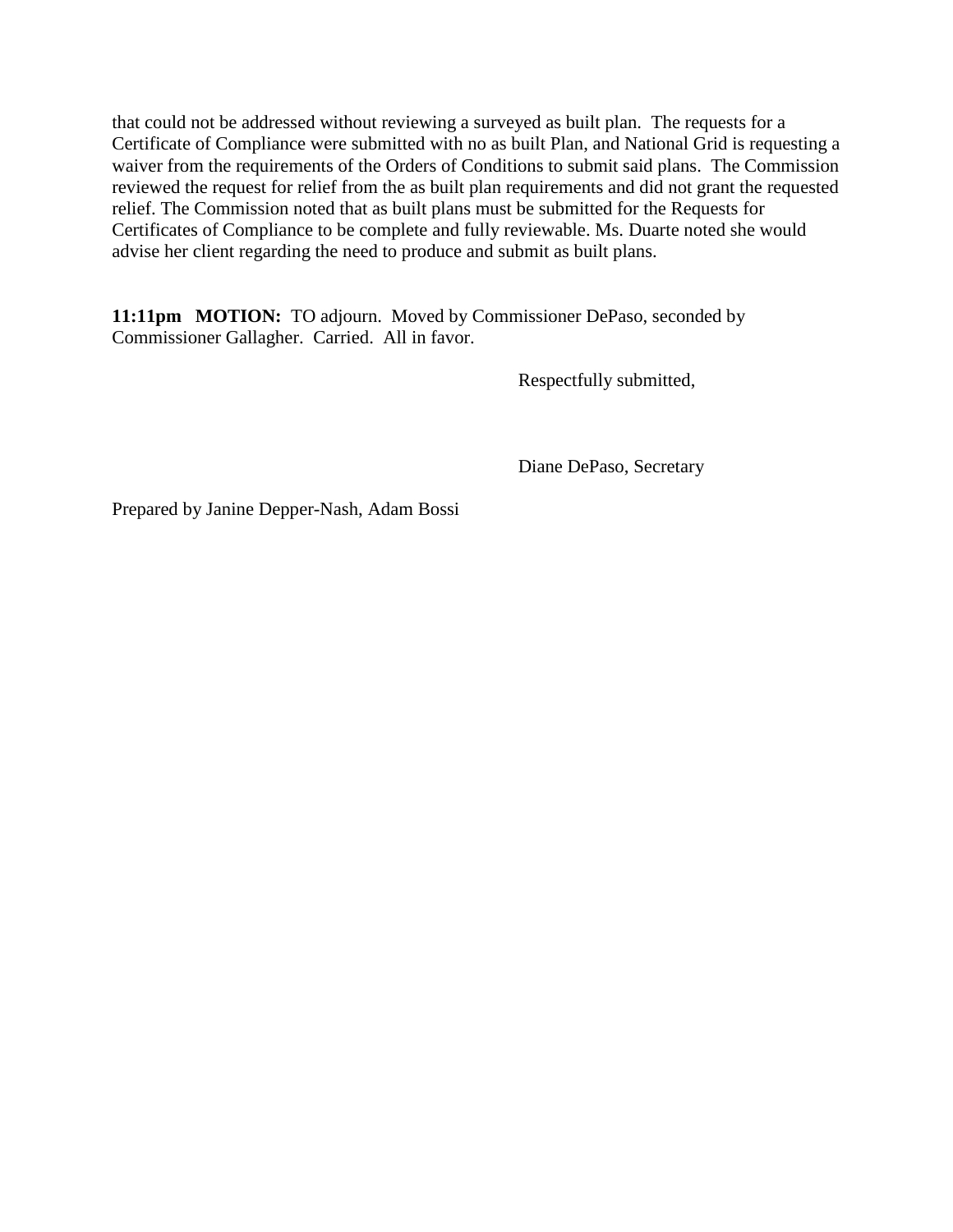that could not be addressed without reviewing a surveyed as built plan. The requests for a Certificate of Compliance were submitted with no as built Plan, and National Grid is requesting a waiver from the requirements of the Orders of Conditions to submit said plans. The Commission reviewed the request for relief from the as built plan requirements and did not grant the requested relief. The Commission noted that as built plans must be submitted for the Requests for Certificates of Compliance to be complete and fully reviewable. Ms. Duarte noted she would advise her client regarding the need to produce and submit as built plans.

**11:11pm MOTION:** TO adjourn. Moved by Commissioner DePaso, seconded by Commissioner Gallagher. Carried. All in favor.

Respectfully submitted,

Diane DePaso, Secretary

Prepared by Janine Depper-Nash, Adam Bossi